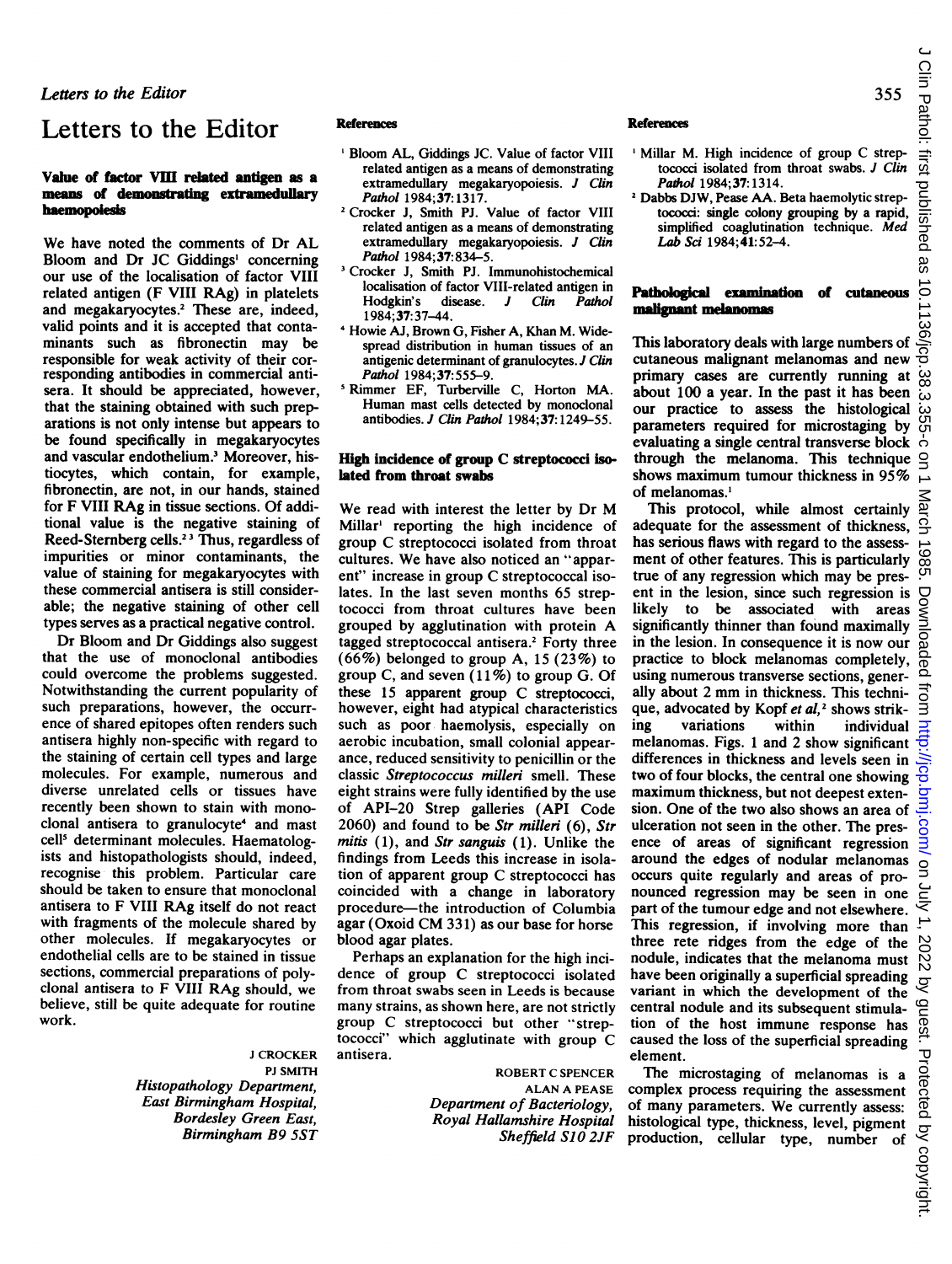# Letters to the Editor

## Value of factor VIII related antigen as a means of demonstrating extramedullary haemopoiesis

We have noted the comments of Dr AL Bloom and Dr JC Giddings[1] concerning our use of the localisation of factor VIII related antigen (F VIII RAg) in platelets and megakaryocytes.[2] These are, indeed, valid points and it is accepted that contaminants such as fibronectin may be responsible for weak activity of their corresponding antibodies in commercial antisera. It should be appreciated, however, that the staining obtained with such preparations is not only intense but appears to be found specifically in megakaryocytes and vascular endothelium.[3] Moreover, histiocytes, which contain, for example, fibronectin, are not, in our hands, stained for F VIII RAg in tissue sections. Of additional value is the negative staining of Reed-Sternberg cells.[2,3] Thus, regardless of impurities or minor contaminants, the value of staining for megakaryocytes with these commercial antisera is still considerable; the negative staining of other cell types serves as a practical negative control.

Dr Bloom and Dr Giddings also suggest that the use of monoclonal antibodies could overcome the problems suggested. Notwithstanding the current popularity of such preparations, however, the occurrence of shared epitopes often renders such antisera highly non-specific with regard to the staining of certain cell types and large molecules. For example, numerous and diverse unrelated cells or tissues have recently been shown to stain with monoclonal antisera to granulocyte[4] and mast cell[5] determinant molecules. Haematologists and histopathologists should, indeed, recognise this problem. Particular care should be taken to ensure that monoclonal antisera to F VIII RAg itself do not react with fragments of the molecule shared by other molecules. If megakaryocytes or endothelial cells are to be stained in tissue sections, commercial preparations of polyclonal antisera to F VIII RAg should, we believe, still be quite adequate for routine work.

J CROCKER
PJ SMITH
*Histopathology Department,*
*East Birmingham Hospital,*
*Bordesley Green East,*
*Birmingham B9 5ST*

### References

1. Bloom AL, Giddings JC. Value of factor VIII related antigen as a means of demonstrating extramedullary megakaryopoiesis. *J Clin Pathol* 1984;**37**:1317.
2. Crocker J, Smith PJ. Value of factor VIII related antigen as a means of demonstrating extramedullary megakaryopoiesis. *J Clin Pathol* 1984;**37**:834–5.
3. Crocker J, Smith PJ. Immunohistochemical localisation of factor VIII-related antigen in Hodgkin's disease. *J Clin Pathol* 1984;**37**:37–44.
4. Howie AJ, Brown G, Fisher A, Khan M. Widespread distribution in human tissues of an antigenic determinant of granulocytes. *J Clin Pathol* 1984;**37**:555–9.
5. Rimmer EF, Turberville C, Horton MA. Human mast cells detected by monoclonal antibodies. *J Clin Pathol* 1984;**37**:1249–55.

## High incidence of group C streptococci isolated from throat swabs

We read with interest the letter by Dr M Millar[1] reporting the high incidence of group C streptococci isolated from throat cultures. We have also noticed an "apparent" increase in group C streptococcal isolates. In the last seven months 65 streptococci from throat cultures have been grouped by agglutination with protein A tagged streptococcal antisera.[2] Forty three (66%) belonged to group A, 15 (23%) to group C, and seven (11%) to group G. Of these 15 apparent group C streptococci, however, eight had atypical characteristics such as poor haemolysis, especially on aerobic incubation, small colonial appearance, reduced sensitivity to penicillin or the classic *Streptococcus milleri* smell. These eight strains were fully identified by the use of API-20 Strep galleries (API Code 2060) and found to be *Str milleri* (6), *Str mitis* (1), and *Str sanguis* (1). Unlike the findings from Leeds this increase in isolation of apparent group C streptococci has coincided with a change in laboratory procedure—the introduction of Columbia agar (Oxoid CM 331) as our base for horse blood agar plates.

Perhaps an explanation for the high incidence of group C streptococci isolated from throat swabs seen in Leeds is because many strains, as shown here, are not strictly group C streptococci but other "streptococci" which agglutinate with group C antisera.

ROBERT C SPENCER
ALAN A PEASE
*Department of Bacteriology,*
*Royal Hallamshire Hospital*
*Sheffield S10 2JF*

### References

1. Millar M. High incidence of group C streptococci isolated from throat swabs. *J Clin Pathol* 1984;**37**:1314.
2. Dabbs DJW, Pease AA. Beta haemolytic streptococci: single colony grouping by a rapid, simplified coagglutination technique. *Med Lab Sci* 1984;**41**:52–4.

## Pathological examination of cutaneous malignant melanomas

This laboratory deals with large numbers of cutaneous malignant melanomas and new primary cases are currently running at about 100 a year. In the past it has been our practice to assess the histological parameters required for microstaging by evaluating a single central transverse block through the melanoma. This technique shows maximum tumour thickness in 95% of melanomas.[1]

This protocol, while almost certainly adequate for the assessment of thickness, has serious flaws with regard to the assessment of other features. This is particularly true of any regression which may be present in the lesion, since such regression is likely to be associated with areas significantly thinner than found maximally in the lesion. In consequence it is now our practice to block melanomas completely, using numerous transverse sections, generally about 2 mm in thickness. This technique, advocated by Kopf *et al*,[2] shows striking variations within individual melanomas. Figs. 1 and 2 show significant differences in thickness and levels seen in two of four blocks, the central one showing maximum thickness, but not deepest extension. One of the two also shows an area of ulceration not seen in the other. The presence of areas of significant regression around the edges of nodular melanomas occurs quite regularly and areas of pronounced regression may be seen in one part of the tumour edge and not elsewhere. This regression, if involving more than three rete ridges from the edge of the nodule, indicates that the melanoma must have been originally a superficial spreading variant in which the development of the central nodule and its subsequent stimulation of the host immune response has caused the loss of the superficial spreading element.

The microstaging of melanomas is a complex process requiring the assessment of many parameters. We currently assess: histological type, thickness, level, pigment production, cellular type, number of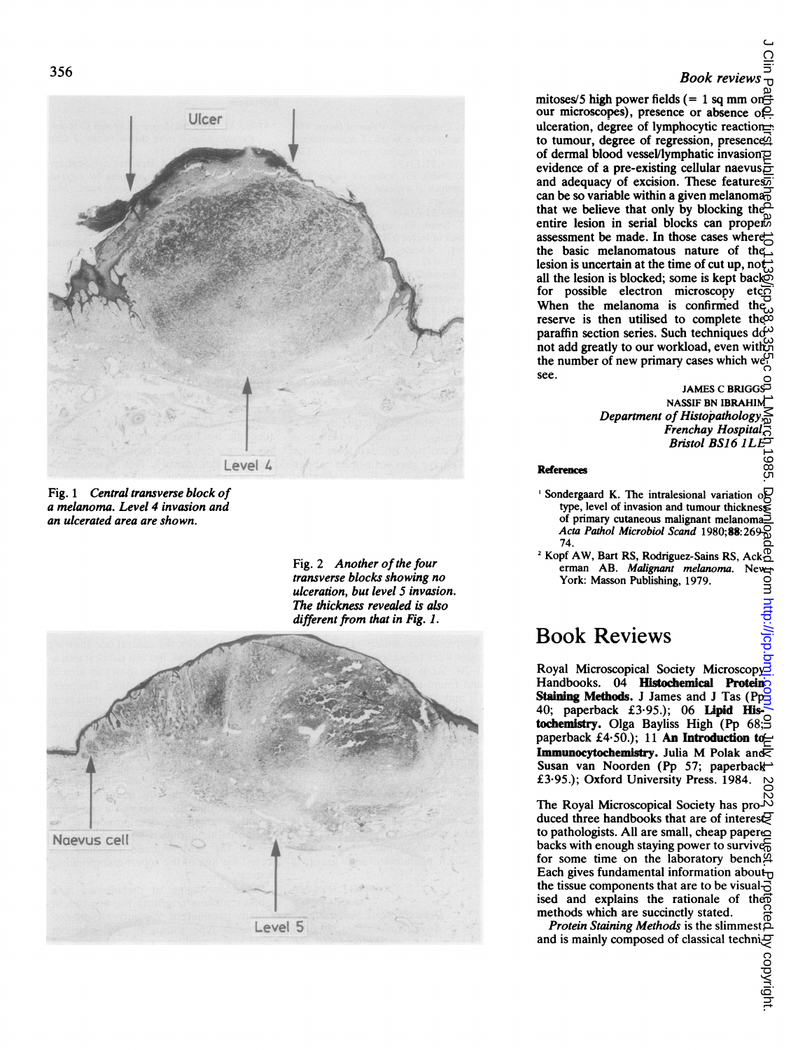Ulcer

Level 4

Fig. 1 *Central transverse block of a melanoma. Level 4 invasion and an ulcerated area are shown.*

Fig. 2 *Another of the four transverse blocks showing no ulceration, but level 5 invasion. The thickness revealed is also different from that in Fig. 1.*

Naevus cell

Level 5

mitoses/5 high power fields (= 1 sq mm on our microscopes), presence or absence of ulceration, degree of lymphocytic reaction to tumour, degree of regression, presence of dermal blood vessel/lymphatic invasion, evidence of a pre-existing cellular naevus, and adequacy of excision. These features can be so variable within a given melanoma that we believe that only by blocking the entire lesion in serial blocks can proper assessment be made. In those cases where the basic melanomatous nature of the lesion is uncertain at the time of cut up, not all the lesion is blocked; some is kept back for possible electron microscopy etc. When the melanoma is confirmed the reserve is then utilised to complete the paraffin section series. Such techniques do not add greatly to our workload, even with the number of new primary cases which we see.

JAMES C BRIGGS
NASSIF BN IBRAHIM
*Department of Histopathology,*
*Frenchay Hospital,*
*Bristol BS16 1LE*

**References**

[1] Sondergaard K. The intralesional variation of type, level of invasion and tumour thickness of primary cutaneous malignant melanoma. *Acta Pathol Microbiol Scand* 1980;**88**:269-74.

[2] Kopf AW, Bart RS, Rodriguez-Sains RS, Ackerman AB. *Malignant melanoma.* New York: Masson Publishing, 1979.

# Book Reviews

Royal Microscopical Society Microscopy Handbooks. 04 **Histochemical Protein Staining Methods.** J James and J Tas (Pp 40; paperback £3·95.); 06 **Lipid Histochemistry.** Olga Bayliss High (Pp 68; paperback £4·50.); 11 **An Introduction to Immunocytochemistry.** Julia M Polak and Susan van Noorden (Pp 57; paperback £3·95.); Oxford University Press. 1984.

The Royal Microscopical Society has produced three handbooks that are of interest to pathologists. All are small, cheap paperbacks with enough staying power to survive for some time on the laboratory bench. Each gives fundamental information about the tissue components that are to be visualised and explains the rationale of the methods which are succinctly stated.

*Protein Staining Methods* is the slimmest and is mainly composed of classical techni-